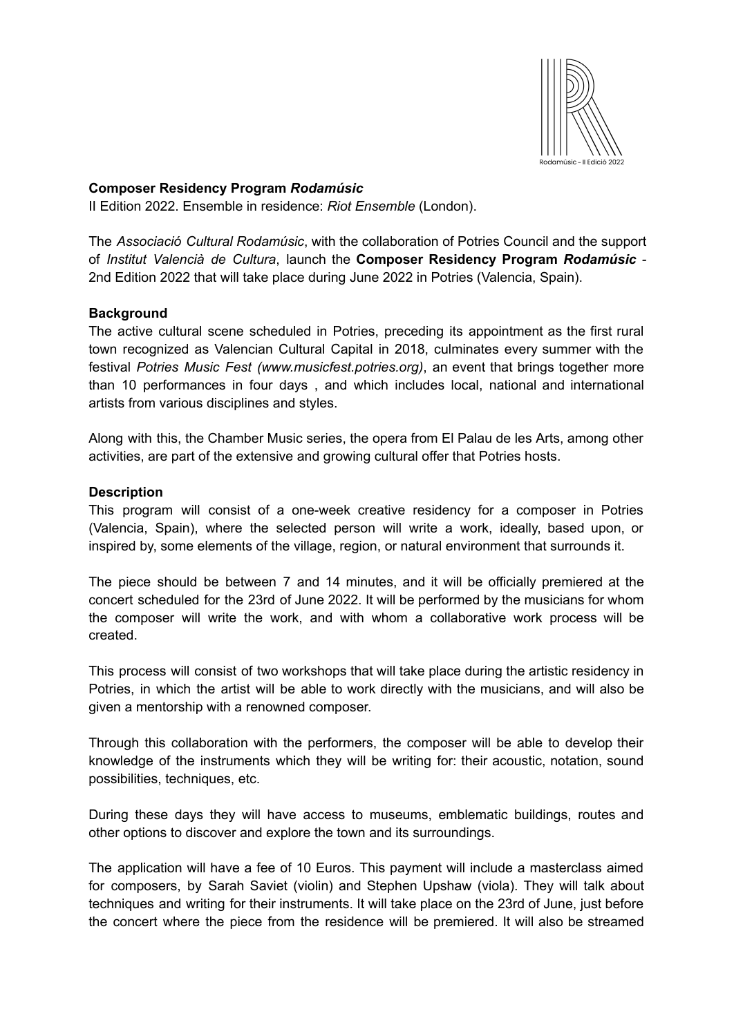**Composer Residency Program *Rodamúsic***
II Edition 2022. Ensemble in residence: *Riot Ensemble* (London).

The *Associació Cultural Rodamúsic*, with the collaboration of Potries Council and the support of *Institut Valencià de Cultura*, launch the **Composer Residency Program *Rodamúsic*** - 2nd Edition 2022 that will take place during June 2022 in Potries (Valencia, Spain).

**Background**
The active cultural scene scheduled in Potries, preceding its appointment as the first rural town recognized as Valencian Cultural Capital in 2018, culminates every summer with the festival *Potries Music Fest (www.musicfest.potries.org)*, an event that brings together more than 10 performances in four days , and which includes local, national and international artists from various disciplines and styles.

Along with this, the Chamber Music series, the opera from El Palau de les Arts, among other activities, are part of the extensive and growing cultural offer that Potries hosts.

**Description**
This program will consist of a one-week creative residency for a composer in Potries (Valencia, Spain), where the selected person will write a work, ideally, based upon, or inspired by, some elements of the village, region, or natural environment that surrounds it.

The piece should be between 7 and 14 minutes, and it will be officially premiered at the concert scheduled for the 23rd of June 2022. It will be performed by the musicians for whom the composer will write the work, and with whom a collaborative work process will be created.

This process will consist of two workshops that will take place during the artistic residency in Potries, in which the artist will be able to work directly with the musicians, and will also be given a mentorship with a renowned composer.

Through this collaboration with the performers, the composer will be able to develop their knowledge of the instruments which they will be writing for: their acoustic, notation, sound possibilities, techniques, etc.

During these days they will have access to museums, emblematic buildings, routes and other options to discover and explore the town and its surroundings.

The application will have a fee of 10 Euros. This payment will include a masterclass aimed for composers, by Sarah Saviet (violin) and Stephen Upshaw (viola). They will talk about techniques and writing for their instruments. It will take place on the 23rd of June, just before the concert where the piece from the residence will be premiered. It will also be streamed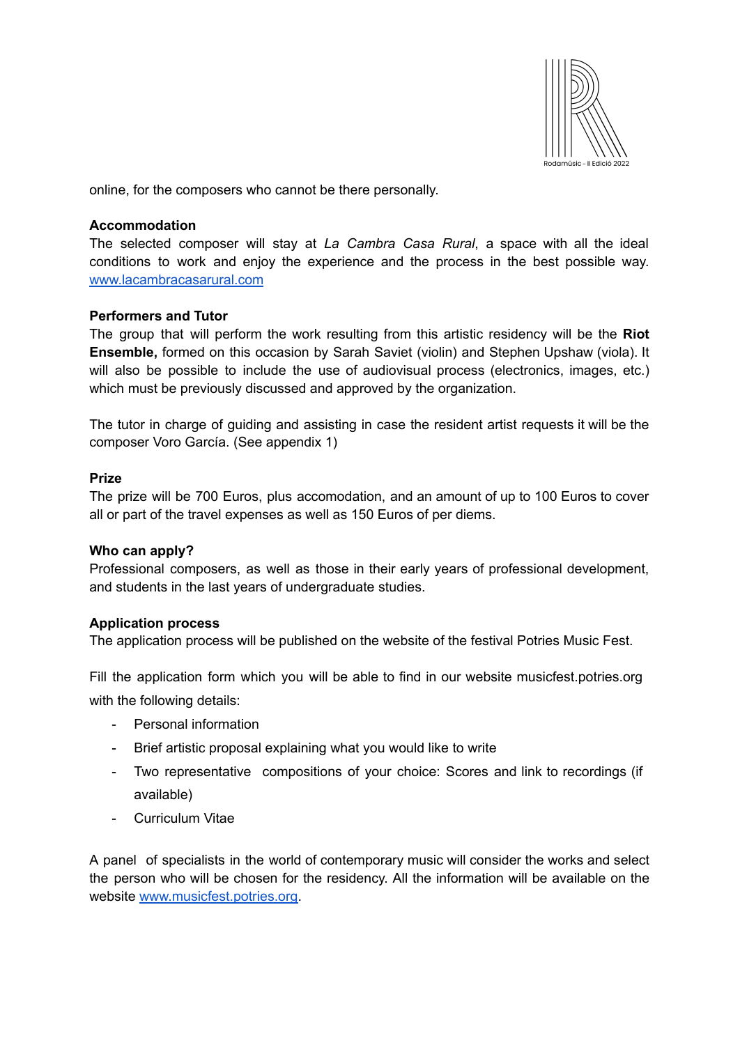online, for the composers who cannot be there personally.

**Accommodation**

The selected composer will stay at *La Cambra Casa Rural*, a space with all the ideal conditions to work and enjoy the experience and the process in the best possible way. [www.lacambracasarural.com](http://www.lacambracasarural.com)

**Performers and Tutor**

The group that will perform the work resulting from this artistic residency will be the **Riot Ensemble,** formed on this occasion by Sarah Saviet (violin) and Stephen Upshaw (viola). It will also be possible to include the use of audiovisual process (electronics, images, etc.) which must be previously discussed and approved by the organization.

The tutor in charge of guiding and assisting in case the resident artist requests it will be the composer Voro García. (See appendix 1)

**Prize**

The prize will be 700 Euros, plus accomodation, and an amount of up to 100 Euros to cover all or part of the travel expenses as well as 150 Euros of per diems.

**Who can apply?**

Professional composers, as well as those in their early years of professional development, and students in the last years of undergraduate studies.

**Application process**

The application process will be published on the website of the festival Potries Music Fest.

Fill the application form which you will be able to find in our website musicfest.potries.org with the following details:

- Personal information
- Brief artistic proposal explaining what you would like to write
- Two representative compositions of your choice: Scores and link to recordings (if available)
- Curriculum Vitae

A panel of specialists in the world of contemporary music will consider the works and select the person who will be chosen for the residency. All the information will be available on the website [www.musicfest.potries.org](http://www.musicfest.potries.org).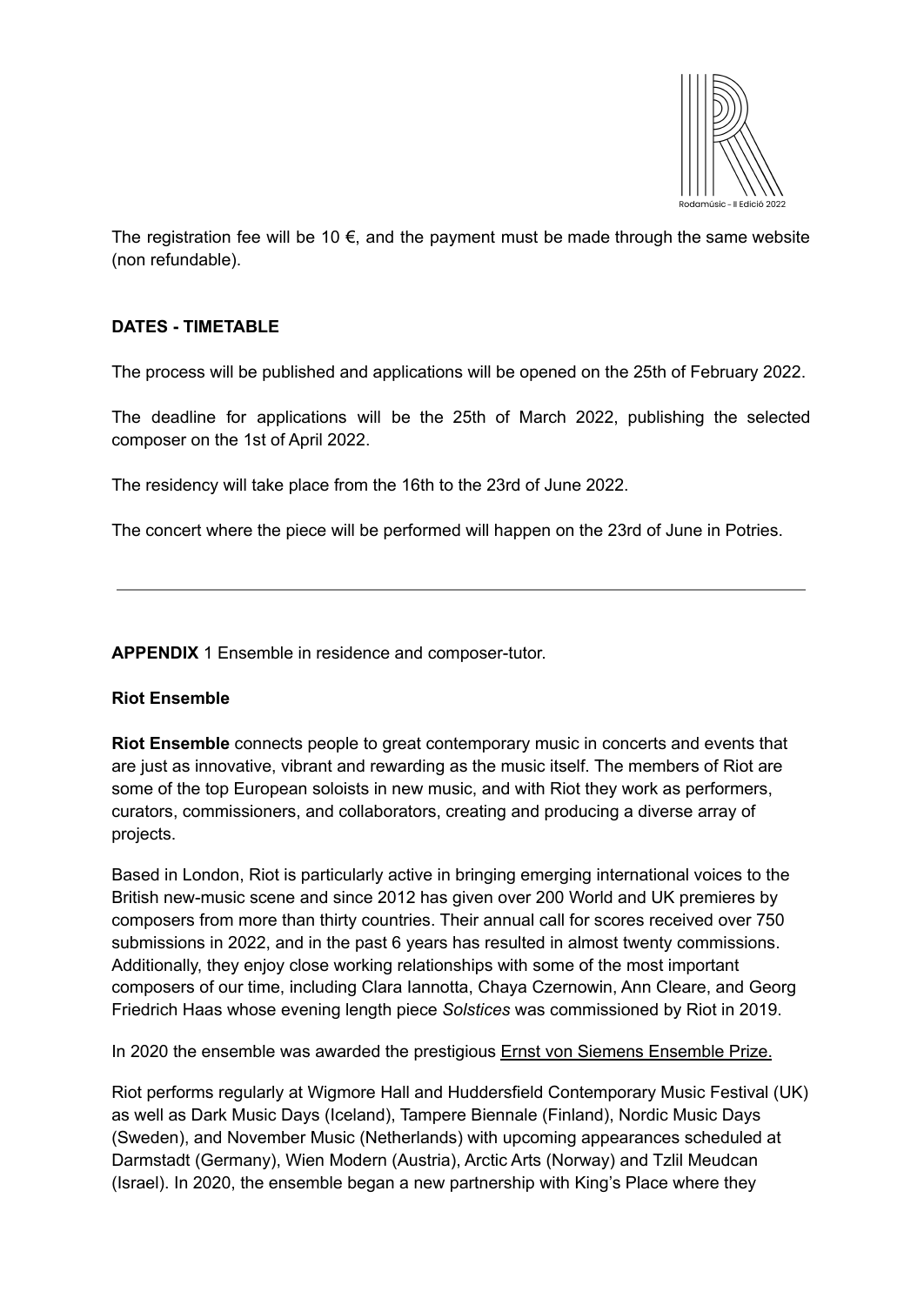The registration fee will be 10 €, and the payment must be made through the same website (non refundable).

**DATES - TIMETABLE**

The process will be published and applications will be opened on the 25th of February 2022.

The deadline for applications will be the 25th of March 2022, publishing the selected composer on the 1st of April 2022.

The residency will take place from the 16th to the 23rd of June 2022.

The concert where the piece will be performed will happen on the 23rd of June in Potries.

---

**APPENDIX** 1 Ensemble in residence and composer-tutor.

**Riot Ensemble**

**Riot Ensemble** connects people to great contemporary music in concerts and events that are just as innovative, vibrant and rewarding as the music itself. The members of Riot are some of the top European soloists in new music, and with Riot they work as performers, curators, commissioners, and collaborators, creating and producing a diverse array of projects.

Based in London, Riot is particularly active in bringing emerging international voices to the British new-music scene and since 2012 has given over 200 World and UK premieres by composers from more than thirty countries. Their annual call for scores received over 750 submissions in 2022, and in the past 6 years has resulted in almost twenty commissions. Additionally, they enjoy close working relationships with some of the most important composers of our time, including Clara Iannotta, Chaya Czernowin, Ann Cleare, and Georg Friedrich Haas whose evening length piece *Solstices* was commissioned by Riot in 2019.

In 2020 the ensemble was awarded the prestigious Ernst von Siemens Ensemble Prize.

Riot performs regularly at Wigmore Hall and Huddersfield Contemporary Music Festival (UK) as well as Dark Music Days (Iceland), Tampere Biennale (Finland), Nordic Music Days (Sweden), and November Music (Netherlands) with upcoming appearances scheduled at Darmstadt (Germany), Wien Modern (Austria), Arctic Arts (Norway) and Tzlil Meudcan (Israel). In 2020, the ensemble began a new partnership with King's Place where they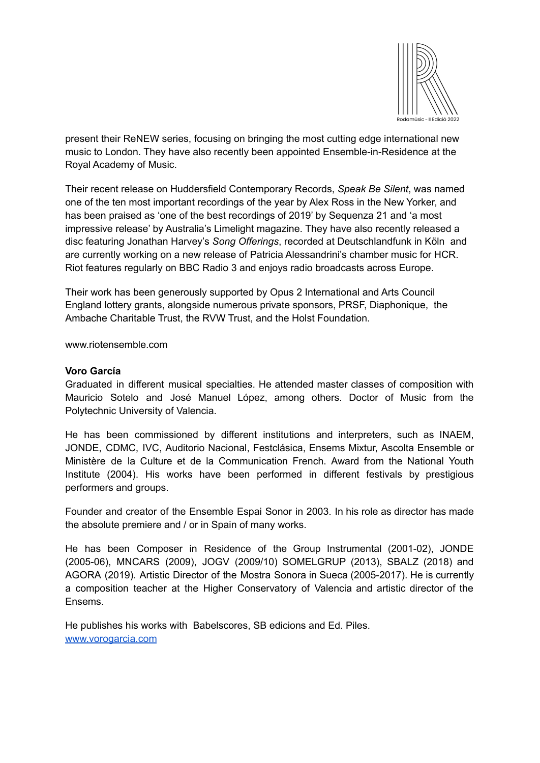present their ReNEW series, focusing on bringing the most cutting edge international new music to London. They have also recently been appointed Ensemble-in-Residence at the Royal Academy of Music.

Their recent release on Huddersfield Contemporary Records, *Speak Be Silent*, was named one of the ten most important recordings of the year by Alex Ross in the New Yorker, and has been praised as 'one of the best recordings of 2019' by Sequenza 21 and 'a most impressive release' by Australia's Limelight magazine. They have also recently released a disc featuring Jonathan Harvey's *Song Offerings*, recorded at Deutschlandfunk in Köln and are currently working on a new release of Patricia Alessandrini's chamber music for HCR. Riot features regularly on BBC Radio 3 and enjoys radio broadcasts across Europe.

Their work has been generously supported by Opus 2 International and Arts Council England lottery grants, alongside numerous private sponsors, PRSF, Diaphonique, the Ambache Charitable Trust, the RVW Trust, and the Holst Foundation.

www.riotensemble.com

**Voro García**

Graduated in different musical specialties. He attended master classes of composition with Mauricio Sotelo and José Manuel López, among others. Doctor of Music from the Polytechnic University of Valencia.

He has been commissioned by different institutions and interpreters, such as INAEM, JONDE, CDMC, IVC, Auditorio Nacional, Festclásica, Ensems Mixtur, Ascolta Ensemble or Ministère de la Culture et de la Communication French. Award from the National Youth Institute (2004). His works have been performed in different festivals by prestigious performers and groups.

Founder and creator of the Ensemble Espai Sonor in 2003. In his role as director has made the absolute premiere and / or in Spain of many works.

He has been Composer in Residence of the Group Instrumental (2001-02), JONDE (2005-06), MNCARS (2009), JOGV (2009/10) SOMELGRUP (2013), SBALZ (2018) and AGORA (2019). Artistic Director of the Mostra Sonora in Sueca (2005-2017). He is currently a composition teacher at the Higher Conservatory of Valencia and artistic director of the Ensems.

He publishes his works with Babelscores, SB edicions and Ed. Piles.
[www.vorogarcia.com](http://www.vorogarcia.com)